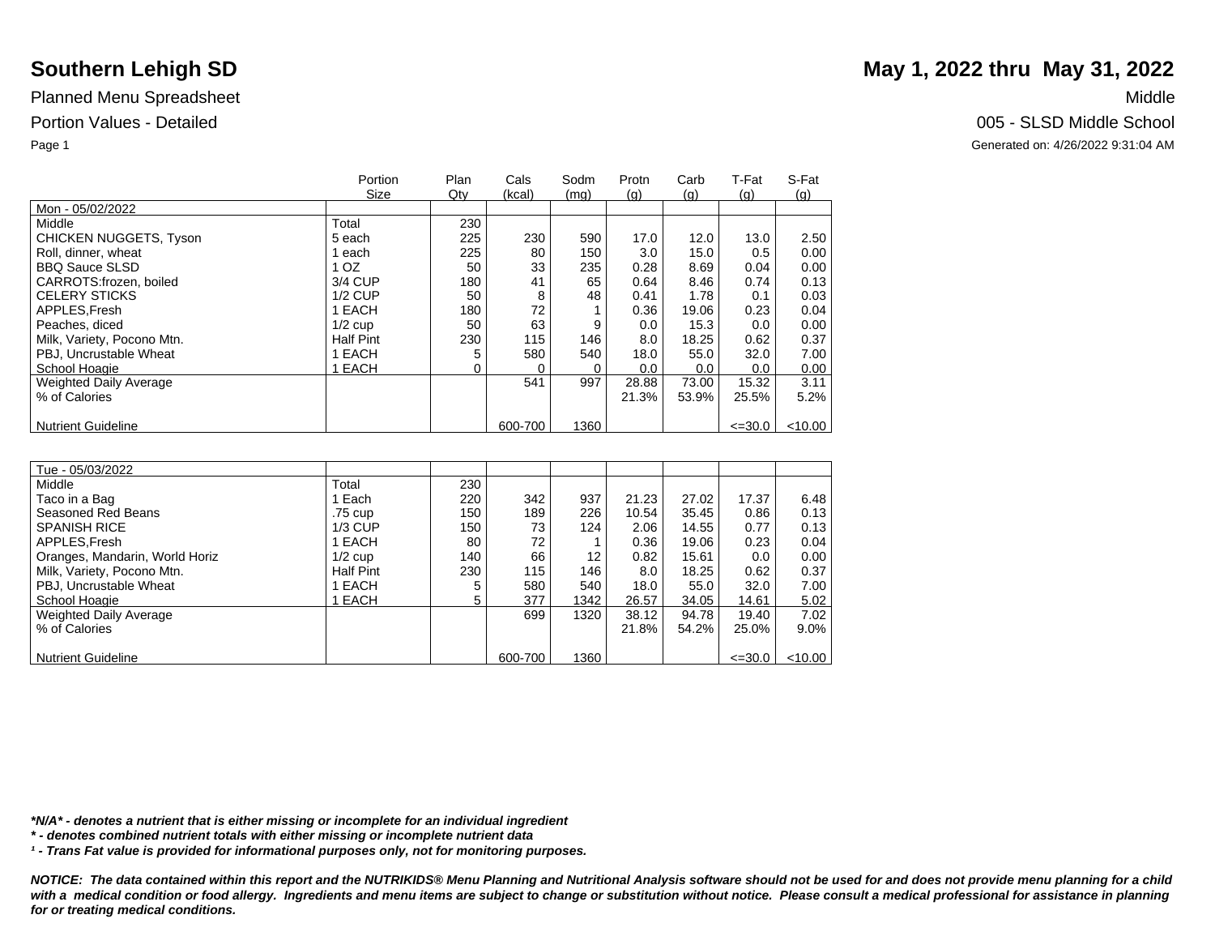# Southern Lehigh SD

**May 1, 2022 thru May 31, 2022**

Planned Menu Spreadsheet

Portion Values - Detailed

Middle

005 - SLSD Middle School

Generated on: 4/26/2022 9:31:04 AM

| | Portion Size | Plan Qty | Cals (kcal) | Sodm (mg) | Protn (g) | Carb (g) | T-Fat (g) | S-Fat (g) |
|---|---|---|---|---|---|---|---|---|
| Mon - 05/02/2022 | | | | | | | | |
| Middle | Total | 230 | | | | | | |
| CHICKEN NUGGETS, Tyson | 5 each | 225 | 230 | 590 | 17.0 | 12.0 | 13.0 | 2.50 |
| Roll, dinner, wheat | 1 each | 225 | 80 | 150 | 3.0 | 15.0 | 0.5 | 0.00 |
| BBQ Sauce SLSD | 1 OZ | 50 | 33 | 235 | 0.28 | 8.69 | 0.04 | 0.00 |
| CARROTS:frozen, boiled | 3/4 CUP | 180 | 41 | 65 | 0.64 | 8.46 | 0.74 | 0.13 |
| CELERY STICKS | 1/2 CUP | 50 | 8 | 48 | 0.41 | 1.78 | 0.1 | 0.03 |
| APPLES,Fresh | 1 EACH | 180 | 72 | 1 | 0.36 | 19.06 | 0.23 | 0.04 |
| Peaches, diced | 1/2 cup | 50 | 63 | 9 | 0.0 | 15.3 | 0.0 | 0.00 |
| Milk, Variety, Pocono Mtn. | Half Pint | 230 | 115 | 146 | 8.0 | 18.25 | 0.62 | 0.37 |
| PBJ, Uncrustable Wheat | 1 EACH | 5 | 580 | 540 | 18.0 | 55.0 | 32.0 | 7.00 |
| School Hoagie | 1 EACH | 0 | 0 | 0 | 0.0 | 0.0 | 0.0 | 0.00 |
| Weighted Daily Average | | | 541 | 997 | 28.88 | 73.00 | 15.32 | 3.11 |
| % of Calories | | | | | 21.3% | 53.9% | 25.5% | 5.2% |
| Nutrient Guideline | | | 600-700 | 1360 | | | <=30.0 | <10.00 |

| | Portion Size | Plan Qty | Cals (kcal) | Sodm (mg) | Protn (g) | Carb (g) | T-Fat (g) | S-Fat (g) |
|---|---|---|---|---|---|---|---|---|
| Tue - 05/03/2022 | | | | | | | | |
| Middle | Total | 230 | | | | | | |
| Taco in a Bag | 1 Each | 220 | 342 | 937 | 21.23 | 27.02 | 17.37 | 6.48 |
| Seasoned Red Beans | .75 cup | 150 | 189 | 226 | 10.54 | 35.45 | 0.86 | 0.13 |
| SPANISH RICE | 1/3 CUP | 150 | 73 | 124 | 2.06 | 14.55 | 0.77 | 0.13 |
| APPLES,Fresh | 1 EACH | 80 | 72 | 1 | 0.36 | 19.06 | 0.23 | 0.04 |
| Oranges, Mandarin, World Horiz | 1/2 cup | 140 | 66 | 12 | 0.82 | 15.61 | 0.0 | 0.00 |
| Milk, Variety, Pocono Mtn. | Half Pint | 230 | 115 | 146 | 8.0 | 18.25 | 0.62 | 0.37 |
| PBJ, Uncrustable Wheat | 1 EACH | 5 | 580 | 540 | 18.0 | 55.0 | 32.0 | 7.00 |
| School Hoagie | 1 EACH | 5 | 377 | 1342 | 26.57 | 34.05 | 14.61 | 5.02 |
| Weighted Daily Average | | | 699 | 1320 | 38.12 | 94.78 | 19.40 | 7.02 |
| % of Calories | | | | | 21.8% | 54.2% | 25.0% | 9.0% |
| Nutrient Guideline | | | 600-700 | 1360 | | | <=30.0 | <10.00 |

***N/A* - denotes a nutrient that is either missing or incomplete for an individual ingredient**

***** - denotes combined nutrient totals with either missing or incomplete nutrient data**

***¹ - Trans Fat value is provided for informational purposes only, not for monitoring purposes.***

***NOTICE: The data contained within this report and the NUTRIKIDS® Menu Planning and Nutritional Analysis software should not be used for and does not provide menu planning for a child with a medical condition or food allergy. Ingredients and menu items are subject to change or substitution without notice. Please consult a medical professional for assistance in planning for or treating medical conditions.***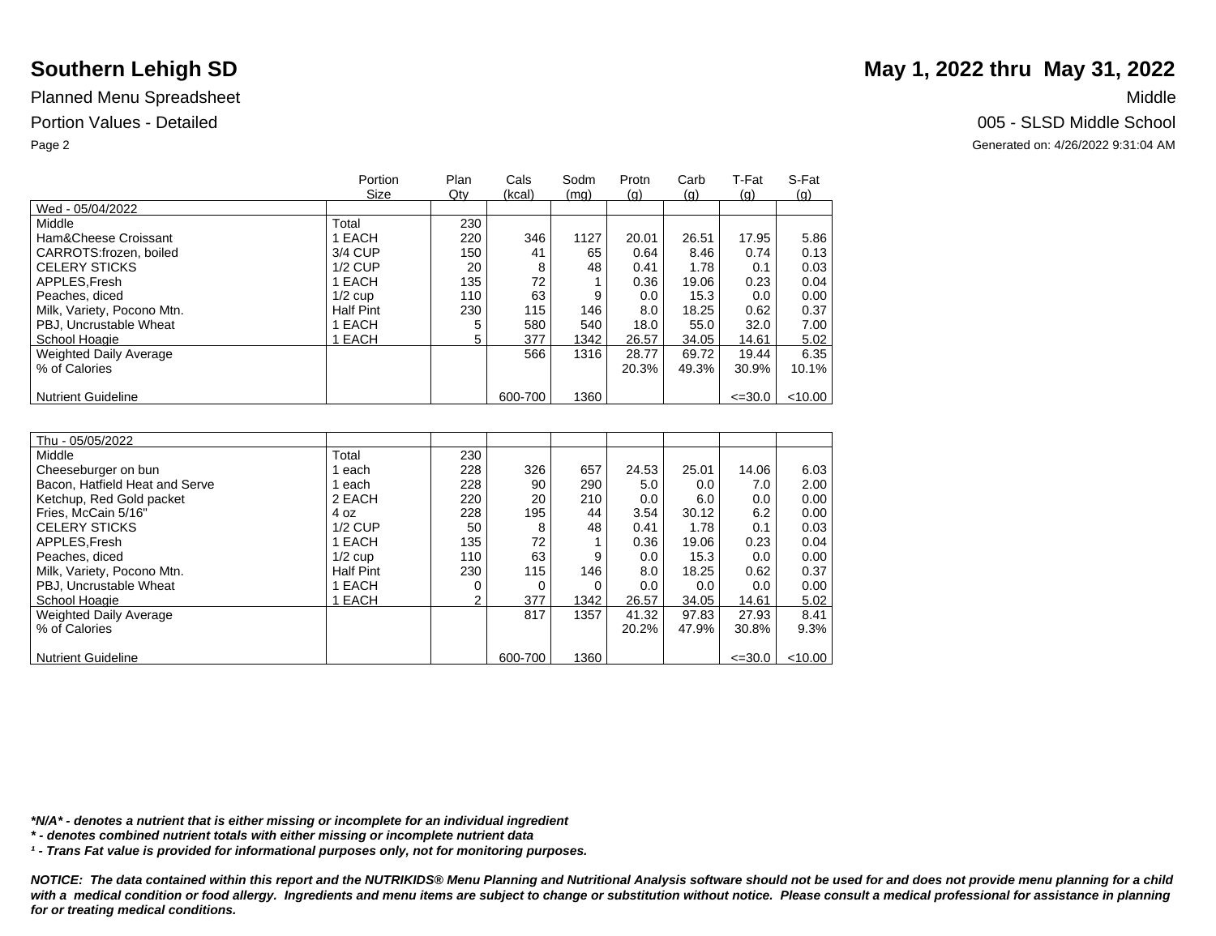**Southern Lehigh SD** — **May 1, 2022 thru May 31, 2022**

Planned Menu Spreadsheet — Middle

Portion Values - Detailed — 005 - SLSD Middle School

Generated on: 4/26/2022 9:31:04 AM

| | Portion Size | Plan Qty | Cals (kcal) | Sodm (mg) | Protn (g) | Carb (g) | T-Fat (g) | S-Fat (g) |
|---|---|---|---|---|---|---|---|---|
| Wed - 05/04/2022 | | | | | | | | |
| Middle | Total | 230 | | | | | | |
| Ham&Cheese Croissant | 1 EACH | 220 | 346 | 1127 | 20.01 | 26.51 | 17.95 | 5.86 |
| CARROTS:frozen, boiled | 3/4 CUP | 150 | 41 | 65 | 0.64 | 8.46 | 0.74 | 0.13 |
| CELERY STICKS | 1/2 CUP | 20 | 8 | 48 | 0.41 | 1.78 | 0.1 | 0.03 |
| APPLES,Fresh | 1 EACH | 135 | 72 | 1 | 0.36 | 19.06 | 0.23 | 0.04 |
| Peaches, diced | 1/2 cup | 110 | 63 | 9 | 0.0 | 15.3 | 0.0 | 0.00 |
| Milk, Variety, Pocono Mtn. | Half Pint | 230 | 115 | 146 | 8.0 | 18.25 | 0.62 | 0.37 |
| PBJ, Uncrustable Wheat | 1 EACH | 5 | 580 | 540 | 18.0 | 55.0 | 32.0 | 7.00 |
| School Hoagie | 1 EACH | 5 | 377 | 1342 | 26.57 | 34.05 | 14.61 | 5.02 |
| Weighted Daily Average | | | 566 | 1316 | 28.77 | 69.72 | 19.44 | 6.35 |
| % of Calories | | | | | 20.3% | 49.3% | 30.9% | 10.1% |
| Nutrient Guideline | | | 600-700 | 1360 | | | <=30.0 | <10.00 |

| | Portion Size | Plan Qty | Cals (kcal) | Sodm (mg) | Protn (g) | Carb (g) | T-Fat (g) | S-Fat (g) |
|---|---|---|---|---|---|---|---|---|
| Thu - 05/05/2022 | | | | | | | | |
| Middle | Total | 230 | | | | | | |
| Cheeseburger on bun | 1 each | 228 | 326 | 657 | 24.53 | 25.01 | 14.06 | 6.03 |
| Bacon, Hatfield Heat and Serve | 1 each | 228 | 90 | 290 | 5.0 | 0.0 | 7.0 | 2.00 |
| Ketchup, Red Gold packet | 2 EACH | 220 | 20 | 210 | 0.0 | 6.0 | 0.0 | 0.00 |
| Fries, McCain 5/16" | 4 oz | 228 | 195 | 44 | 3.54 | 30.12 | 6.2 | 0.00 |
| CELERY STICKS | 1/2 CUP | 50 | 8 | 48 | 0.41 | 1.78 | 0.1 | 0.03 |
| APPLES,Fresh | 1 EACH | 135 | 72 | 1 | 0.36 | 19.06 | 0.23 | 0.04 |
| Peaches, diced | 1/2 cup | 110 | 63 | 9 | 0.0 | 15.3 | 0.0 | 0.00 |
| Milk, Variety, Pocono Mtn. | Half Pint | 230 | 115 | 146 | 8.0 | 18.25 | 0.62 | 0.37 |
| PBJ, Uncrustable Wheat | 1 EACH | 0 | 0 | 0 | 0.0 | 0.0 | 0.0 | 0.00 |
| School Hoagie | 1 EACH | 2 | 377 | 1342 | 26.57 | 34.05 | 14.61 | 5.02 |
| Weighted Daily Average | | | 817 | 1357 | 41.32 | 97.83 | 27.93 | 8.41 |
| % of Calories | | | | | 20.2% | 47.9% | 30.8% | 9.3% |
| Nutrient Guideline | | | 600-700 | 1360 | | | <=30.0 | <10.00 |

***N/A* - denotes a nutrient that is either missing or incomplete for an individual ingredient**

*** - denotes combined nutrient totals with either missing or incomplete nutrient data**

***¹ - Trans Fat value is provided for informational purposes only, not for monitoring purposes.***

***NOTICE: The data contained within this report and the NUTRIKIDS® Menu Planning and Nutritional Analysis software should not be used for and does not provide menu planning for a child with a medical condition or food allergy. Ingredients and menu items are subject to change or substitution without notice. Please consult a medical professional for assistance in planning for or treating medical conditions.***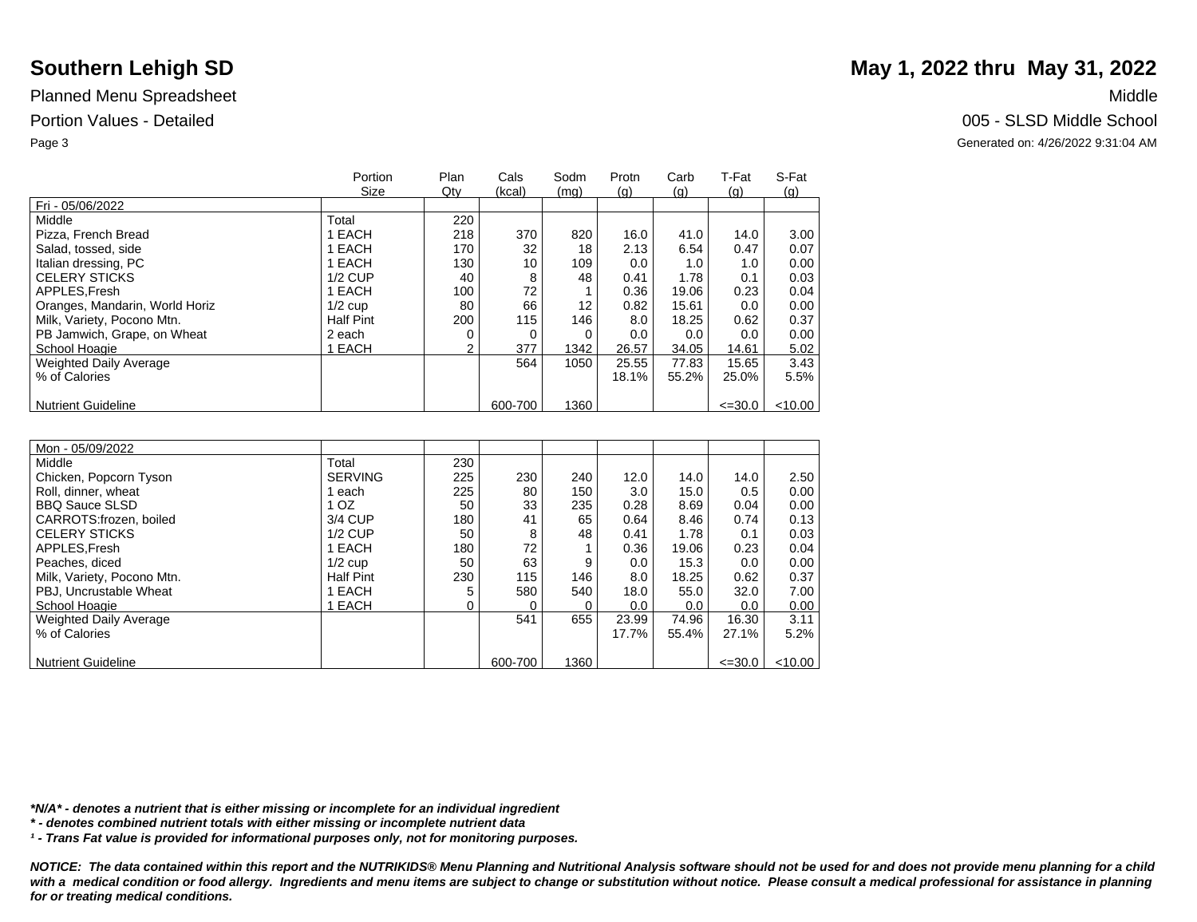# Southern Lehigh SD

Planned Menu Spreadsheet

Portion Values - Detailed

**May 1, 2022 thru May 31, 2022**

Middle

005 - SLSD Middle School

Generated on: 4/26/2022 9:31:04 AM

| | Portion Size | Plan Qty | Cals (kcal) | Sodm (mg) | Protn (g) | Carb (g) | T-Fat (g) | S-Fat (g) |
|---|---|---|---|---|---|---|---|---|
| Fri - 05/06/2022 | | | | | | | | |
| Middle | Total | 220 | | | | | | |
| Pizza, French Bread | 1 EACH | 218 | 370 | 820 | 16.0 | 41.0 | 14.0 | 3.00 |
| Salad, tossed, side | 1 EACH | 170 | 32 | 18 | 2.13 | 6.54 | 0.47 | 0.07 |
| Italian dressing, PC | 1 EACH | 130 | 10 | 109 | 0.0 | 1.0 | 1.0 | 0.00 |
| CELERY STICKS | 1/2 CUP | 40 | 8 | 48 | 0.41 | 1.78 | 0.1 | 0.03 |
| APPLES,Fresh | 1 EACH | 100 | 72 | 1 | 0.36 | 19.06 | 0.23 | 0.04 |
| Oranges, Mandarin, World Horiz | 1/2 cup | 80 | 66 | 12 | 0.82 | 15.61 | 0.0 | 0.00 |
| Milk, Variety, Pocono Mtn. | Half Pint | 200 | 115 | 146 | 8.0 | 18.25 | 0.62 | 0.37 |
| PB Jamwich, Grape, on Wheat | 2 each | 0 | 0 | 0 | 0.0 | 0.0 | 0.0 | 0.00 |
| School Hoagie | 1 EACH | 2 | 377 | 1342 | 26.57 | 34.05 | 14.61 | 5.02 |
| Weighted Daily Average | | | 564 | 1050 | 25.55 | 77.83 | 15.65 | 3.43 |
| % of Calories | | | | | 18.1% | 55.2% | 25.0% | 5.5% |
| Nutrient Guideline | | | 600-700 | 1360 | | | <=30.0 | <10.00 |

| | Portion Size | Plan Qty | Cals (kcal) | Sodm (mg) | Protn (g) | Carb (g) | T-Fat (g) | S-Fat (g) |
|---|---|---|---|---|---|---|---|---|
| Mon - 05/09/2022 | | | | | | | | |
| Middle | Total | 230 | | | | | | |
| Chicken, Popcorn Tyson | SERVING | 225 | 230 | 240 | 12.0 | 14.0 | 14.0 | 2.50 |
| Roll, dinner, wheat | 1 each | 225 | 80 | 150 | 3.0 | 15.0 | 0.5 | 0.00 |
| BBQ Sauce SLSD | 1 OZ | 50 | 33 | 235 | 0.28 | 8.69 | 0.04 | 0.00 |
| CARROTS:frozen, boiled | 3/4 CUP | 180 | 41 | 65 | 0.64 | 8.46 | 0.74 | 0.13 |
| CELERY STICKS | 1/2 CUP | 50 | 8 | 48 | 0.41 | 1.78 | 0.1 | 0.03 |
| APPLES,Fresh | 1 EACH | 180 | 72 | 1 | 0.36 | 19.06 | 0.23 | 0.04 |
| Peaches, diced | 1/2 cup | 50 | 63 | 9 | 0.0 | 15.3 | 0.0 | 0.00 |
| Milk, Variety, Pocono Mtn. | Half Pint | 230 | 115 | 146 | 8.0 | 18.25 | 0.62 | 0.37 |
| PBJ, Uncrustable Wheat | 1 EACH | 5 | 580 | 540 | 18.0 | 55.0 | 32.0 | 7.00 |
| School Hoagie | 1 EACH | 0 | 0 | 0 | 0.0 | 0.0 | 0.0 | 0.00 |
| Weighted Daily Average | | | 541 | 655 | 23.99 | 74.96 | 16.30 | 3.11 |
| % of Calories | | | | | 17.7% | 55.4% | 27.1% | 5.2% |
| Nutrient Guideline | | | 600-700 | 1360 | | | <=30.0 | <10.00 |

***N/A* - denotes a nutrient that is either missing or incomplete for an individual ingredient**

*** - denotes combined nutrient totals with either missing or incomplete nutrient data**

***¹ - Trans Fat value is provided for informational purposes only, not for monitoring purposes.***

***NOTICE: The data contained within this report and the NUTRIKIDS® Menu Planning and Nutritional Analysis software should not be used for and does not provide menu planning for a child with a medical condition or food allergy. Ingredients and menu items are subject to change or substitution without notice. Please consult a medical professional for assistance in planning for or treating medical conditions.***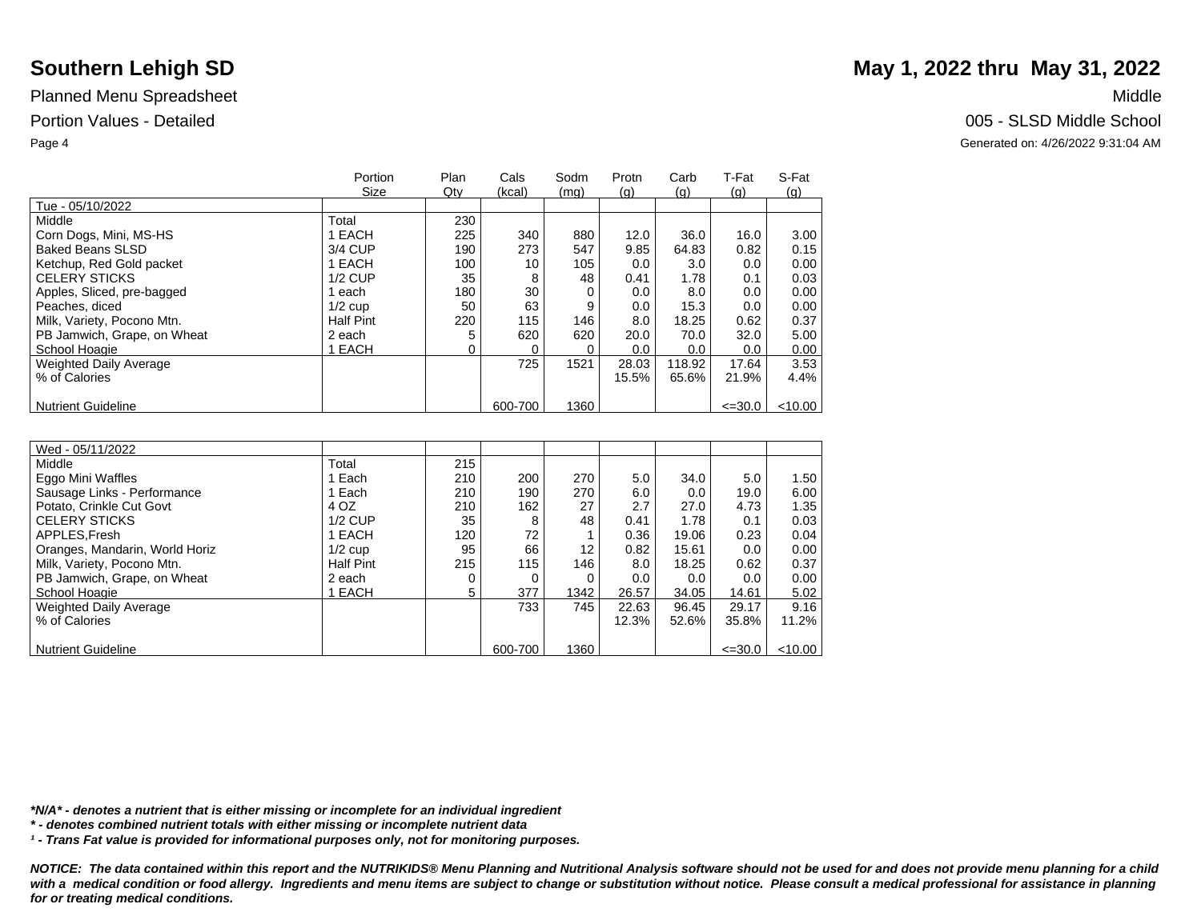# Southern Lehigh SD

**May 1, 2022 thru May 31, 2022**

Planned Menu Spreadsheet

Middle

Portion Values - Detailed

005 - SLSD Middle School

Generated on: 4/26/2022 9:31:04 AM

| | Portion Size | Plan Qty | Cals (kcal) | Sodm (mg) | Protn (g) | Carb (g) | T-Fat (g) | S-Fat (g) |
|---|---|---|---|---|---|---|---|---|
| Tue - 05/10/2022 | | | | | | | | |
| Middle | Total | 230 | | | | | | |
| Corn Dogs, Mini, MS-HS | 1 EACH | 225 | 340 | 880 | 12.0 | 36.0 | 16.0 | 3.00 |
| Baked Beans SLSD | 3/4 CUP | 190 | 273 | 547 | 9.85 | 64.83 | 0.82 | 0.15 |
| Ketchup, Red Gold packet | 1 EACH | 100 | 10 | 105 | 0.0 | 3.0 | 0.0 | 0.00 |
| CELERY STICKS | 1/2 CUP | 35 | 8 | 48 | 0.41 | 1.78 | 0.1 | 0.03 |
| Apples, Sliced, pre-bagged | 1 each | 180 | 30 | 0 | 0.0 | 8.0 | 0.0 | 0.00 |
| Peaches, diced | 1/2 cup | 50 | 63 | 9 | 0.0 | 15.3 | 0.0 | 0.00 |
| Milk, Variety, Pocono Mtn. | Half Pint | 220 | 115 | 146 | 8.0 | 18.25 | 0.62 | 0.37 |
| PB Jamwich, Grape, on Wheat | 2 each | 5 | 620 | 620 | 20.0 | 70.0 | 32.0 | 5.00 |
| School Hoagie | 1 EACH | 0 | 0 | 0 | 0.0 | 0.0 | 0.0 | 0.00 |
| Weighted Daily Average | | | 725 | 1521 | 28.03 | 118.92 | 17.64 | 3.53 |
| % of Calories | | | | | 15.5% | 65.6% | 21.9% | 4.4% |
| Nutrient Guideline | | | 600-700 | 1360 | | | <=30.0 | <10.00 |

| | Portion Size | Plan Qty | Cals (kcal) | Sodm (mg) | Protn (g) | Carb (g) | T-Fat (g) | S-Fat (g) |
|---|---|---|---|---|---|---|---|---|
| Wed - 05/11/2022 | | | | | | | | |
| Middle | Total | 215 | | | | | | |
| Eggo Mini Waffles | 1 Each | 210 | 200 | 270 | 5.0 | 34.0 | 5.0 | 1.50 |
| Sausage Links - Performance | 1 Each | 210 | 190 | 270 | 6.0 | 0.0 | 19.0 | 6.00 |
| Potato, Crinkle Cut Govt | 4 OZ | 210 | 162 | 27 | 2.7 | 27.0 | 4.73 | 1.35 |
| CELERY STICKS | 1/2 CUP | 35 | 8 | 48 | 0.41 | 1.78 | 0.1 | 0.03 |
| APPLES,Fresh | 1 EACH | 120 | 72 | 1 | 0.36 | 19.06 | 0.23 | 0.04 |
| Oranges, Mandarin, World Horiz | 1/2 cup | 95 | 66 | 12 | 0.82 | 15.61 | 0.0 | 0.00 |
| Milk, Variety, Pocono Mtn. | Half Pint | 215 | 115 | 146 | 8.0 | 18.25 | 0.62 | 0.37 |
| PB Jamwich, Grape, on Wheat | 2 each | 0 | 0 | 0 | 0.0 | 0.0 | 0.0 | 0.00 |
| School Hoagie | 1 EACH | 5 | 377 | 1342 | 26.57 | 34.05 | 14.61 | 5.02 |
| Weighted Daily Average | | | 733 | 745 | 22.63 | 96.45 | 29.17 | 9.16 |
| % of Calories | | | | | 12.3% | 52.6% | 35.8% | 11.2% |
| Nutrient Guideline | | | 600-700 | 1360 | | | <=30.0 | <10.00 |

***N/A* - denotes a nutrient that is either missing or incomplete for an individual ingredient**

*** - denotes combined nutrient totals with either missing or incomplete nutrient data**

***¹ - Trans Fat value is provided for informational purposes only, not for monitoring purposes.***

***NOTICE: The data contained within this report and the NUTRIKIDS® Menu Planning and Nutritional Analysis software should not be used for and does not provide menu planning for a child with a medical condition or food allergy. Ingredients and menu items are subject to change or substitution without notice. Please consult a medical professional for assistance in planning for or treating medical conditions.***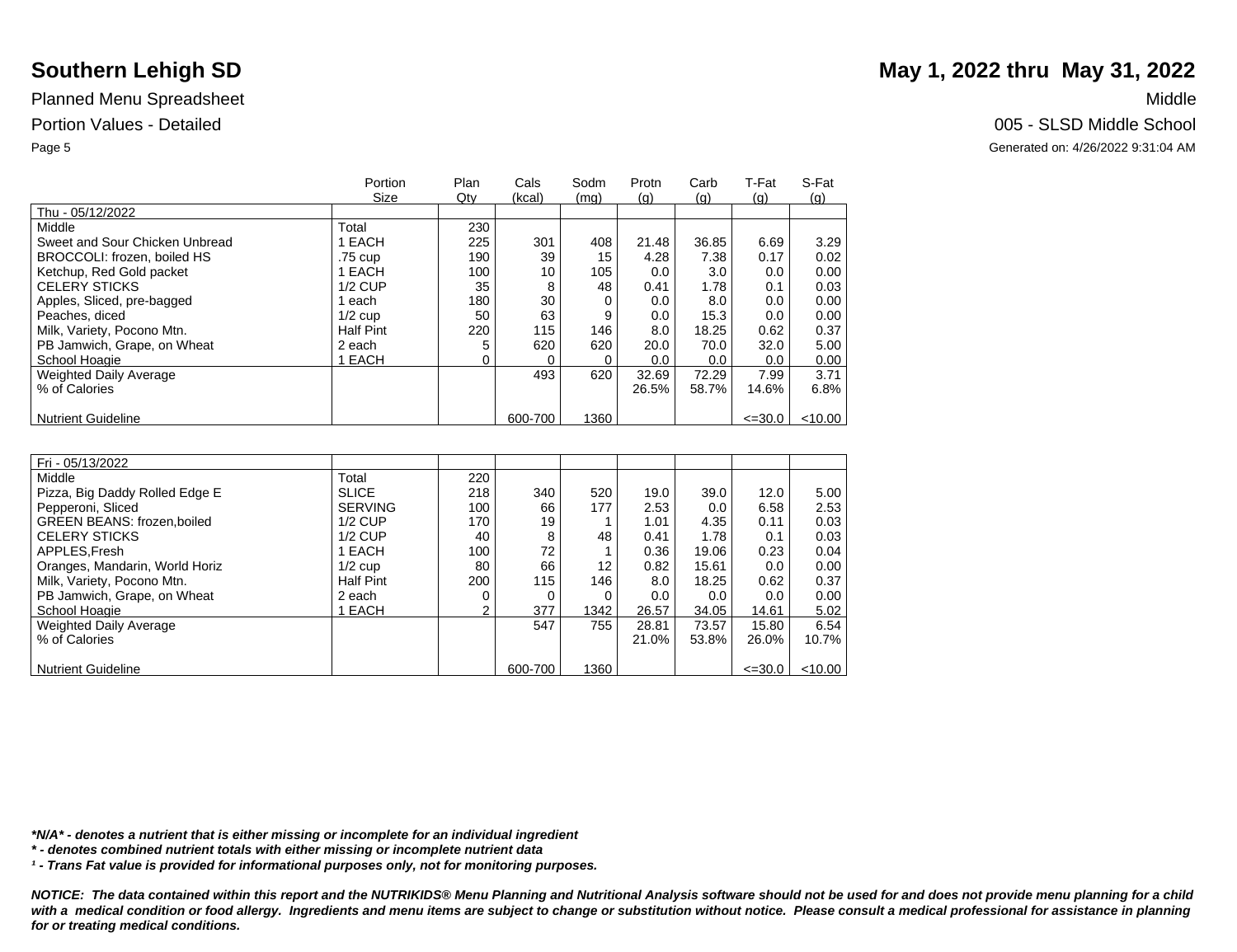# Southern Lehigh SD

## May 1, 2022 thru May 31, 2022

Planned Menu Spreadsheet

Middle

Portion Values - Detailed

005 - SLSD Middle School

Generated on: 4/26/2022 9:31:04 AM

| | Portion Size | Plan Qty | Cals (kcal) | Sodm (mg) | Protn (g) | Carb (g) | T-Fat (g) | S-Fat (g) |
|---|---|---|---|---|---|---|---|---|
| Thu - 05/12/2022 | | | | | | | | |
| Middle | Total | 230 | | | | | | |
| Sweet and Sour Chicken Unbread | 1 EACH | 225 | 301 | 408 | 21.48 | 36.85 | 6.69 | 3.29 |
| BROCCOLI: frozen, boiled HS | .75 cup | 190 | 39 | 15 | 4.28 | 7.38 | 0.17 | 0.02 |
| Ketchup, Red Gold packet | 1 EACH | 100 | 10 | 105 | 0.0 | 3.0 | 0.0 | 0.00 |
| CELERY STICKS | 1/2 CUP | 35 | 8 | 48 | 0.41 | 1.78 | 0.1 | 0.03 |
| Apples, Sliced, pre-bagged | 1 each | 180 | 30 | 0 | 0.0 | 8.0 | 0.0 | 0.00 |
| Peaches, diced | 1/2 cup | 50 | 63 | 9 | 0.0 | 15.3 | 0.0 | 0.00 |
| Milk, Variety, Pocono Mtn. | Half Pint | 220 | 115 | 146 | 8.0 | 18.25 | 0.62 | 0.37 |
| PB Jamwich, Grape, on Wheat | 2 each | 5 | 620 | 620 | 20.0 | 70.0 | 32.0 | 5.00 |
| School Hoagie | 1 EACH | 0 | 0 | 0 | 0.0 | 0.0 | 0.0 | 0.00 |
| Weighted Daily Average | | | 493 | 620 | 32.69 | 72.29 | 7.99 | 3.71 |
| % of Calories | | | | | 26.5% | 58.7% | 14.6% | 6.8% |
| Nutrient Guideline | | | 600-700 | 1360 | | | <=30.0 | <10.00 |

| | Portion Size | Plan Qty | Cals (kcal) | Sodm (mg) | Protn (g) | Carb (g) | T-Fat (g) | S-Fat (g) |
|---|---|---|---|---|---|---|---|---|
| Fri - 05/13/2022 | | | | | | | | |
| Middle | Total | 220 | | | | | | |
| Pizza, Big Daddy Rolled Edge E | SLICE | 218 | 340 | 520 | 19.0 | 39.0 | 12.0 | 5.00 |
| Pepperoni, Sliced | SERVING | 100 | 66 | 177 | 2.53 | 0.0 | 6.58 | 2.53 |
| GREEN BEANS: frozen,boiled | 1/2 CUP | 170 | 19 | 1 | 1.01 | 4.35 | 0.11 | 0.03 |
| CELERY STICKS | 1/2 CUP | 40 | 8 | 48 | 0.41 | 1.78 | 0.1 | 0.03 |
| APPLES,Fresh | 1 EACH | 100 | 72 | 1 | 0.36 | 19.06 | 0.23 | 0.04 |
| Oranges, Mandarin, World Horiz | 1/2 cup | 80 | 66 | 12 | 0.82 | 15.61 | 0.0 | 0.00 |
| Milk, Variety, Pocono Mtn. | Half Pint | 200 | 115 | 146 | 8.0 | 18.25 | 0.62 | 0.37 |
| PB Jamwich, Grape, on Wheat | 2 each | 0 | 0 | 0 | 0.0 | 0.0 | 0.0 | 0.00 |
| School Hoagie | 1 EACH | 2 | 377 | 1342 | 26.57 | 34.05 | 14.61 | 5.02 |
| Weighted Daily Average | | | 547 | 755 | 28.81 | 73.57 | 15.80 | 6.54 |
| % of Calories | | | | | 21.0% | 53.8% | 26.0% | 10.7% |
| Nutrient Guideline | | | 600-700 | 1360 | | | <=30.0 | <10.00 |

***N/A* - denotes a nutrient that is either missing or incomplete for an individual ingredient**

***\* - denotes combined nutrient totals with either missing or incomplete nutrient data***

***¹ - Trans Fat value is provided for informational purposes only, not for monitoring purposes.***

***NOTICE: The data contained within this report and the NUTRIKIDS® Menu Planning and Nutritional Analysis software should not be used for and does not provide menu planning for a child with a medical condition or food allergy. Ingredients and menu items are subject to change or substitution without notice. Please consult a medical professional for assistance in planning for or treating medical conditions.***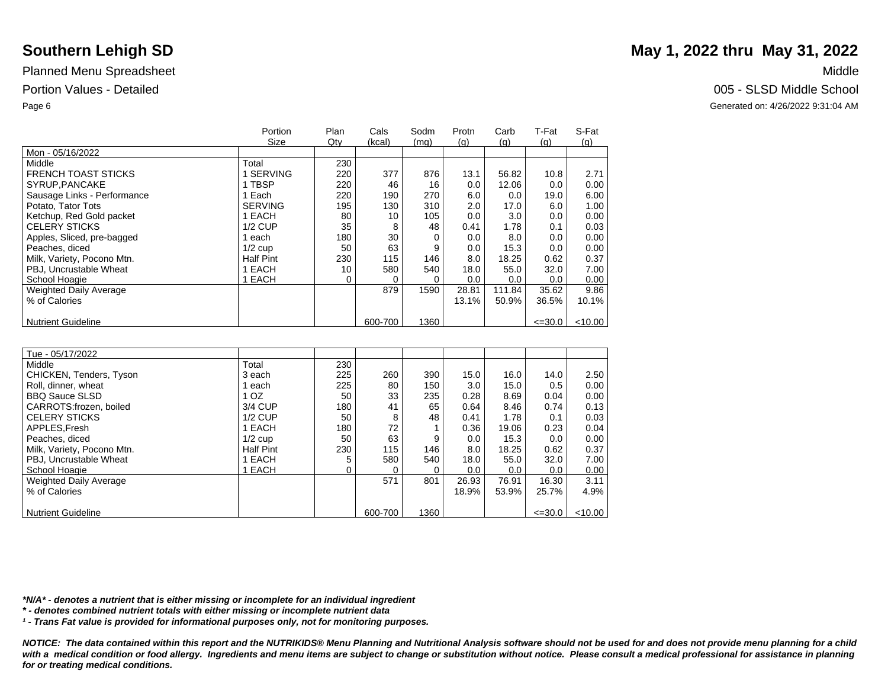# Southern Lehigh SD

**May 1, 2022 thru May 31, 2022**

Planned Menu Spreadsheet

Middle

Portion Values - Detailed

005 - SLSD Middle School

Generated on: 4/26/2022 9:31:04 AM

| | Portion Size | Plan Qty | Cals (kcal) | Sodm (mg) | Protn (g) | Carb (g) | T-Fat (g) | S-Fat (g) |
|---|---|---|---|---|---|---|---|---|
| Mon - 05/16/2022 | | | | | | | | |
| Middle | Total | 230 | | | | | | |
| FRENCH TOAST STICKS | 1 SERVING | 220 | 377 | 876 | 13.1 | 56.82 | 10.8 | 2.71 |
| SYRUP,PANCAKE | 1 TBSP | 220 | 46 | 16 | 0.0 | 12.06 | 0.0 | 0.00 |
| Sausage Links - Performance | 1 Each | 220 | 190 | 270 | 6.0 | 0.0 | 19.0 | 6.00 |
| Potato, Tator Tots | SERVING | 195 | 130 | 310 | 2.0 | 17.0 | 6.0 | 1.00 |
| Ketchup, Red Gold packet | 1 EACH | 80 | 10 | 105 | 0.0 | 3.0 | 0.0 | 0.00 |
| CELERY STICKS | 1/2 CUP | 35 | 8 | 48 | 0.41 | 1.78 | 0.1 | 0.03 |
| Apples, Sliced, pre-bagged | 1 each | 180 | 30 | 0 | 0.0 | 8.0 | 0.0 | 0.00 |
| Peaches, diced | 1/2 cup | 50 | 63 | 9 | 0.0 | 15.3 | 0.0 | 0.00 |
| Milk, Variety, Pocono Mtn. | Half Pint | 230 | 115 | 146 | 8.0 | 18.25 | 0.62 | 0.37 |
| PBJ, Uncrustable Wheat | 1 EACH | 10 | 580 | 540 | 18.0 | 55.0 | 32.0 | 7.00 |
| School Hoagie | 1 EACH | 0 | 0 | 0 | 0.0 | 0.0 | 0.0 | 0.00 |
| Weighted Daily Average | | | 879 | 1590 | 28.81 | 111.84 | 35.62 | 9.86 |
| % of Calories | | | | | 13.1% | 50.9% | 36.5% | 10.1% |
| Nutrient Guideline | | | 600-700 | 1360 | | | <=30.0 | <10.00 |

| | Portion Size | Plan Qty | Cals (kcal) | Sodm (mg) | Protn (g) | Carb (g) | T-Fat (g) | S-Fat (g) |
|---|---|---|---|---|---|---|---|---|
| Tue - 05/17/2022 | | | | | | | | |
| Middle | Total | 230 | | | | | | |
| CHICKEN, Tenders, Tyson | 3 each | 225 | 260 | 390 | 15.0 | 16.0 | 14.0 | 2.50 |
| Roll, dinner, wheat | 1 each | 225 | 80 | 150 | 3.0 | 15.0 | 0.5 | 0.00 |
| BBQ Sauce SLSD | 1 OZ | 50 | 33 | 235 | 0.28 | 8.69 | 0.04 | 0.00 |
| CARROTS:frozen, boiled | 3/4 CUP | 180 | 41 | 65 | 0.64 | 8.46 | 0.74 | 0.13 |
| CELERY STICKS | 1/2 CUP | 50 | 8 | 48 | 0.41 | 1.78 | 0.1 | 0.03 |
| APPLES,Fresh | 1 EACH | 180 | 72 | 1 | 0.36 | 19.06 | 0.23 | 0.04 |
| Peaches, diced | 1/2 cup | 50 | 63 | 9 | 0.0 | 15.3 | 0.0 | 0.00 |
| Milk, Variety, Pocono Mtn. | Half Pint | 230 | 115 | 146 | 8.0 | 18.25 | 0.62 | 0.37 |
| PBJ, Uncrustable Wheat | 1 EACH | 5 | 580 | 540 | 18.0 | 55.0 | 32.0 | 7.00 |
| School Hoagie | 1 EACH | 0 | 0 | 0 | 0.0 | 0.0 | 0.0 | 0.00 |
| Weighted Daily Average | | | 571 | 801 | 26.93 | 76.91 | 16.30 | 3.11 |
| % of Calories | | | | | 18.9% | 53.9% | 25.7% | 4.9% |
| Nutrient Guideline | | | 600-700 | 1360 | | | <=30.0 | <10.00 |

***N/A* - denotes a nutrient that is either missing or incomplete for an individual ingredient**

***\* - denotes combined nutrient totals with either missing or incomplete nutrient data***

***¹ - Trans Fat value is provided for informational purposes only, not for monitoring purposes.***

***NOTICE: The data contained within this report and the NUTRIKIDS® Menu Planning and Nutritional Analysis software should not be used for and does not provide menu planning for a child with a medical condition or food allergy. Ingredients and menu items are subject to change or substitution without notice. Please consult a medical professional for assistance in planning for or treating medical conditions.***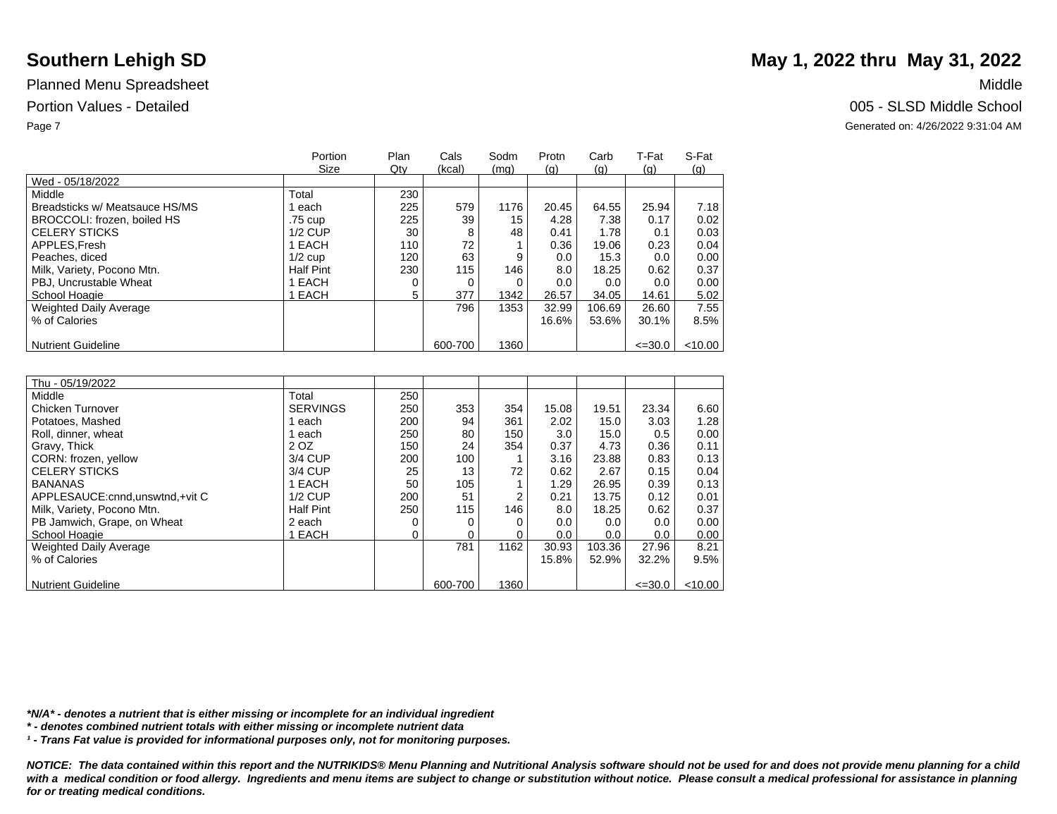# Southern Lehigh SD

**May 1, 2022 thru May 31, 2022**

Planned Menu Spreadsheet

Middle

Portion Values - Detailed

005 - SLSD Middle School

Generated on: 4/26/2022 9:31:04 AM

| | Portion Size | Plan Qty | Cals (kcal) | Sodm (mg) | Protn (g) | Carb (g) | T-Fat (g) | S-Fat (g) |
|---|---|---|---|---|---|---|---|---|
| Wed - 05/18/2022 | | | | | | | | |
| Middle | Total | 230 | | | | | | |
| Breadsticks w/ Meatsauce HS/MS | 1 each | 225 | 579 | 1176 | 20.45 | 64.55 | 25.94 | 7.18 |
| BROCCOLI: frozen, boiled HS | .75 cup | 225 | 39 | 15 | 4.28 | 7.38 | 0.17 | 0.02 |
| CELERY STICKS | 1/2 CUP | 30 | 8 | 48 | 0.41 | 1.78 | 0.1 | 0.03 |
| APPLES,Fresh | 1 EACH | 110 | 72 | 1 | 0.36 | 19.06 | 0.23 | 0.04 |
| Peaches, diced | 1/2 cup | 120 | 63 | 9 | 0.0 | 15.3 | 0.0 | 0.00 |
| Milk, Variety, Pocono Mtn. | Half Pint | 230 | 115 | 146 | 8.0 | 18.25 | 0.62 | 0.37 |
| PBJ, Uncrustable Wheat | 1 EACH | 0 | 0 | 0 | 0.0 | 0.0 | 0.0 | 0.00 |
| School Hoagie | 1 EACH | 5 | 377 | 1342 | 26.57 | 34.05 | 14.61 | 5.02 |
| Weighted Daily Average | | | 796 | 1353 | 32.99 | 106.69 | 26.60 | 7.55 |
| % of Calories | | | | | 16.6% | 53.6% | 30.1% | 8.5% |
| Nutrient Guideline | | | 600-700 | 1360 | | | <=30.0 | <10.00 |

| | Portion Size | Plan Qty | Cals (kcal) | Sodm (mg) | Protn (g) | Carb (g) | T-Fat (g) | S-Fat (g) |
|---|---|---|---|---|---|---|---|---|
| Thu - 05/19/2022 | | | | | | | | |
| Middle | Total | 250 | | | | | | |
| Chicken Turnover | SERVINGS | 250 | 353 | 354 | 15.08 | 19.51 | 23.34 | 6.60 |
| Potatoes, Mashed | 1 each | 200 | 94 | 361 | 2.02 | 15.0 | 3.03 | 1.28 |
| Roll, dinner, wheat | 1 each | 250 | 80 | 150 | 3.0 | 15.0 | 0.5 | 0.00 |
| Gravy, Thick | 2 OZ | 150 | 24 | 354 | 0.37 | 4.73 | 0.36 | 0.11 |
| CORN: frozen, yellow | 3/4 CUP | 200 | 100 | 1 | 3.16 | 23.88 | 0.83 | 0.13 |
| CELERY STICKS | 3/4 CUP | 25 | 13 | 72 | 0.62 | 2.67 | 0.15 | 0.04 |
| BANANAS | 1 EACH | 50 | 105 | 1 | 1.29 | 26.95 | 0.39 | 0.13 |
| APPLESAUCE:cnnd,unswtnd,+vit C | 1/2 CUP | 200 | 51 | 2 | 0.21 | 13.75 | 0.12 | 0.01 |
| Milk, Variety, Pocono Mtn. | Half Pint | 250 | 115 | 146 | 8.0 | 18.25 | 0.62 | 0.37 |
| PB Jamwich, Grape, on Wheat | 2 each | 0 | 0 | 0 | 0.0 | 0.0 | 0.0 | 0.00 |
| School Hoagie | 1 EACH | 0 | 0 | 0 | 0.0 | 0.0 | 0.0 | 0.00 |
| Weighted Daily Average | | | 781 | 1162 | 30.93 | 103.36 | 27.96 | 8.21 |
| % of Calories | | | | | 15.8% | 52.9% | 32.2% | 9.5% |
| Nutrient Guideline | | | 600-700 | 1360 | | | <=30.0 | <10.00 |

***N/A* - denotes a nutrient that is either missing or incomplete for an individual ingredient***

***\* - denotes combined nutrient totals with either missing or incomplete nutrient data***

***¹ - Trans Fat value is provided for informational purposes only, not for monitoring purposes.***

***NOTICE: The data contained within this report and the NUTRIKIDS® Menu Planning and Nutritional Analysis software should not be used for and does not provide menu planning for a child with a medical condition or food allergy. Ingredients and menu items are subject to change or substitution without notice. Please consult a medical professional for assistance in planning for or treating medical conditions.***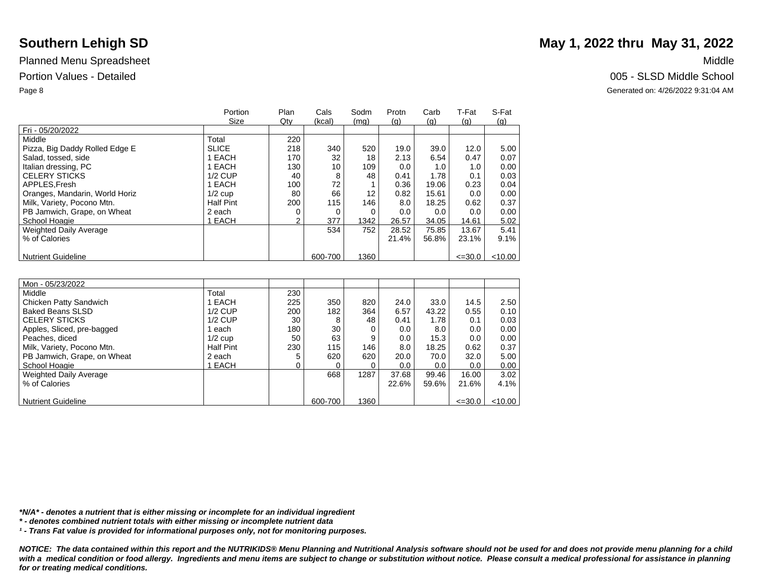# Southern Lehigh SD

**May 1, 2022 thru May 31, 2022**

Planned Menu Spreadsheet — Middle

Portion Values - Detailed — 005 - SLSD Middle School

Generated on: 4/26/2022 9:31:04 AM

| | Portion Size | Plan Qty | Cals (kcal) | Sodm (mg) | Protn (g) | Carb (g) | T-Fat (g) | S-Fat (g) |
|---|---|---|---|---|---|---|---|---|
| Fri - 05/20/2022 | | | | | | | | |
| Middle | Total | 220 | | | | | | |
| Pizza, Big Daddy Rolled Edge E | SLICE | 218 | 340 | 520 | 19.0 | 39.0 | 12.0 | 5.00 |
| Salad, tossed, side | 1 EACH | 170 | 32 | 18 | 2.13 | 6.54 | 0.47 | 0.07 |
| Italian dressing, PC | 1 EACH | 130 | 10 | 109 | 0.0 | 1.0 | 1.0 | 0.00 |
| CELERY STICKS | 1/2 CUP | 40 | 8 | 48 | 0.41 | 1.78 | 0.1 | 0.03 |
| APPLES,Fresh | 1 EACH | 100 | 72 | 1 | 0.36 | 19.06 | 0.23 | 0.04 |
| Oranges, Mandarin, World Horiz | 1/2 cup | 80 | 66 | 12 | 0.82 | 15.61 | 0.0 | 0.00 |
| Milk, Variety, Pocono Mtn. | Half Pint | 200 | 115 | 146 | 8.0 | 18.25 | 0.62 | 0.37 |
| PB Jamwich, Grape, on Wheat | 2 each | 0 | 0 | 0 | 0.0 | 0.0 | 0.0 | 0.00 |
| School Hoagie | 1 EACH | 2 | 377 | 1342 | 26.57 | 34.05 | 14.61 | 5.02 |
| Weighted Daily Average | | | 534 | 752 | 28.52 | 75.85 | 13.67 | 5.41 |
| % of Calories | | | | | 21.4% | 56.8% | 23.1% | 9.1% |
| Nutrient Guideline | | | 600-700 | 1360 | | | <=30.0 | <10.00 |

| | Portion Size | Plan Qty | Cals (kcal) | Sodm (mg) | Protn (g) | Carb (g) | T-Fat (g) | S-Fat (g) |
|---|---|---|---|---|---|---|---|---|
| Mon - 05/23/2022 | | | | | | | | |
| Middle | Total | 230 | | | | | | |
| Chicken Patty Sandwich | 1 EACH | 225 | 350 | 820 | 24.0 | 33.0 | 14.5 | 2.50 |
| Baked Beans SLSD | 1/2 CUP | 200 | 182 | 364 | 6.57 | 43.22 | 0.55 | 0.10 |
| CELERY STICKS | 1/2 CUP | 30 | 8 | 48 | 0.41 | 1.78 | 0.1 | 0.03 |
| Apples, Sliced, pre-bagged | 1 each | 180 | 30 | 0 | 0.0 | 8.0 | 0.0 | 0.00 |
| Peaches, diced | 1/2 cup | 50 | 63 | 9 | 0.0 | 15.3 | 0.0 | 0.00 |
| Milk, Variety, Pocono Mtn. | Half Pint | 230 | 115 | 146 | 8.0 | 18.25 | 0.62 | 0.37 |
| PB Jamwich, Grape, on Wheat | 2 each | 5 | 620 | 620 | 20.0 | 70.0 | 32.0 | 5.00 |
| School Hoagie | 1 EACH | 0 | 0 | 0 | 0.0 | 0.0 | 0.0 | 0.00 |
| Weighted Daily Average | | | 668 | 1287 | 37.68 | 99.46 | 16.00 | 3.02 |
| % of Calories | | | | | 22.6% | 59.6% | 21.6% | 4.1% |
| Nutrient Guideline | | | 600-700 | 1360 | | | <=30.0 | <10.00 |

***N/A* - denotes a nutrient that is either missing or incomplete for an individual ingredient***

*** - denotes combined nutrient totals with either missing or incomplete nutrient data***

***¹ - Trans Fat value is provided for informational purposes only, not for monitoring purposes.***

***NOTICE: The data contained within this report and the NUTRIKIDS® Menu Planning and Nutritional Analysis software should not be used for and does not provide menu planning for a child with a medical condition or food allergy. Ingredients and menu items are subject to change or substitution without notice. Please consult a medical professional for assistance in planning for or treating medical conditions.***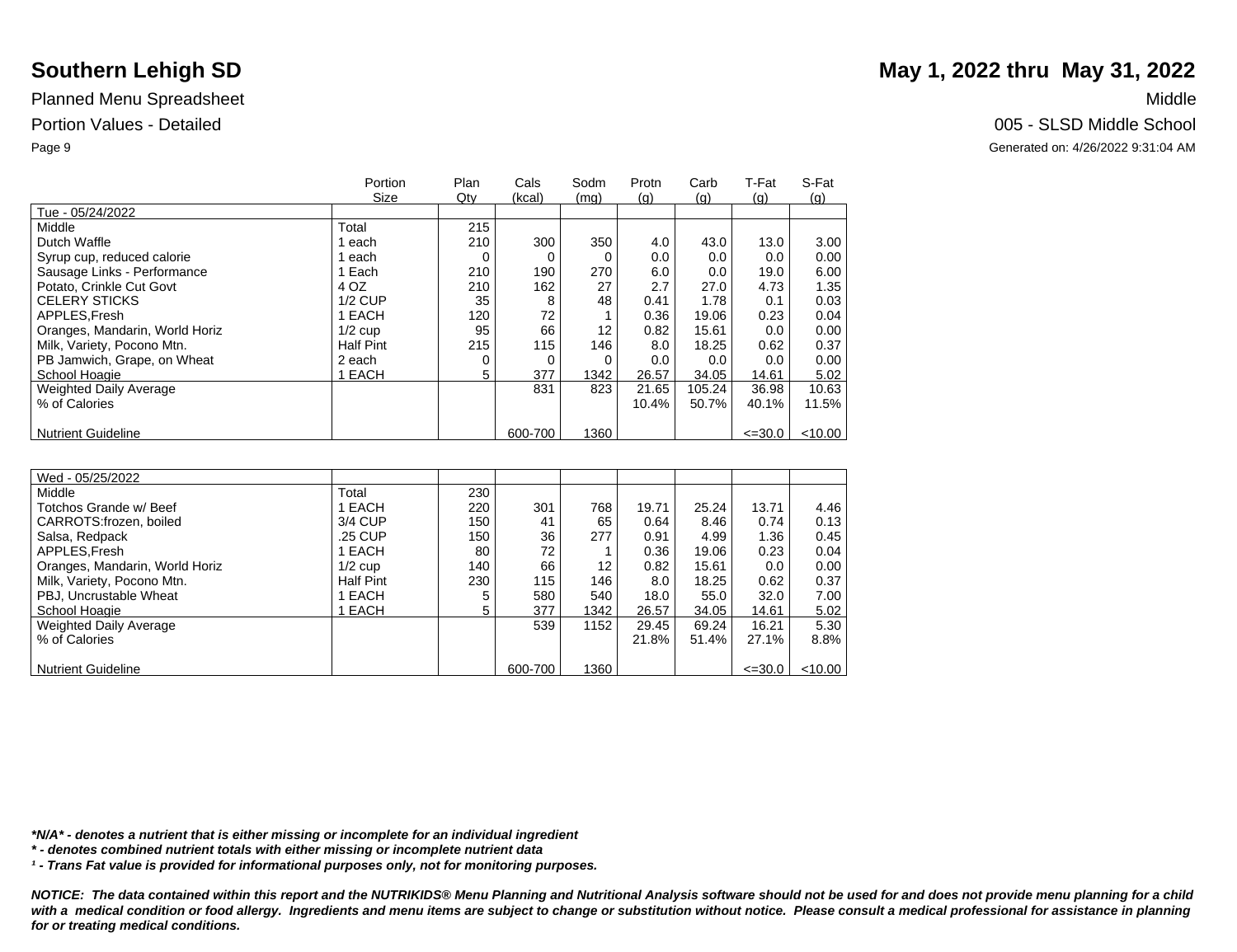# Southern Lehigh SD

**May 1, 2022 thru May 31, 2022**

Planned Menu Spreadsheet — Middle

Portion Values - Detailed — 005 - SLSD Middle School

Generated on: 4/26/2022 9:31:04 AM

| | Portion Size | Plan Qty | Cals (kcal) | Sodm (mg) | Protn (g) | Carb (g) | T-Fat (g) | S-Fat (g) |
|---|---|---|---|---|---|---|---|---|
| Tue - 05/24/2022 | | | | | | | | |
| Middle | Total | 215 | | | | | | |
| Dutch Waffle | 1 each | 210 | 300 | 350 | 4.0 | 43.0 | 13.0 | 3.00 |
| Syrup cup, reduced calorie | 1 each | 0 | 0 | 0 | 0.0 | 0.0 | 0.0 | 0.00 |
| Sausage Links - Performance | 1 Each | 210 | 190 | 270 | 6.0 | 0.0 | 19.0 | 6.00 |
| Potato, Crinkle Cut Govt | 4 OZ | 210 | 162 | 27 | 2.7 | 27.0 | 4.73 | 1.35 |
| CELERY STICKS | 1/2 CUP | 35 | 8 | 48 | 0.41 | 1.78 | 0.1 | 0.03 |
| APPLES,Fresh | 1 EACH | 120 | 72 | 1 | 0.36 | 19.06 | 0.23 | 0.04 |
| Oranges, Mandarin, World Horiz | 1/2 cup | 95 | 66 | 12 | 0.82 | 15.61 | 0.0 | 0.00 |
| Milk, Variety, Pocono Mtn. | Half Pint | 215 | 115 | 146 | 8.0 | 18.25 | 0.62 | 0.37 |
| PB Jamwich, Grape, on Wheat | 2 each | 0 | 0 | 0 | 0.0 | 0.0 | 0.0 | 0.00 |
| School Hoagie | 1 EACH | 5 | 377 | 1342 | 26.57 | 34.05 | 14.61 | 5.02 |
| Weighted Daily Average | | | 831 | 823 | 21.65 | 105.24 | 36.98 | 10.63 |
| % of Calories | | | | | 10.4% | 50.7% | 40.1% | 11.5% |
| Nutrient Guideline | | | 600-700 | 1360 | | | <=30.0 | <10.00 |

| | Portion Size | Plan Qty | Cals (kcal) | Sodm (mg) | Protn (g) | Carb (g) | T-Fat (g) | S-Fat (g) |
|---|---|---|---|---|---|---|---|---|
| Wed - 05/25/2022 | | | | | | | | |
| Middle | Total | 230 | | | | | | |
| Totchos Grande w/ Beef | 1 EACH | 220 | 301 | 768 | 19.71 | 25.24 | 13.71 | 4.46 |
| CARROTS:frozen, boiled | 3/4 CUP | 150 | 41 | 65 | 0.64 | 8.46 | 0.74 | 0.13 |
| Salsa, Redpack | .25 CUP | 150 | 36 | 277 | 0.91 | 4.99 | 1.36 | 0.45 |
| APPLES,Fresh | 1 EACH | 80 | 72 | 1 | 0.36 | 19.06 | 0.23 | 0.04 |
| Oranges, Mandarin, World Horiz | 1/2 cup | 140 | 66 | 12 | 0.82 | 15.61 | 0.0 | 0.00 |
| Milk, Variety, Pocono Mtn. | Half Pint | 230 | 115 | 146 | 8.0 | 18.25 | 0.62 | 0.37 |
| PBJ, Uncrustable Wheat | 1 EACH | 5 | 580 | 540 | 18.0 | 55.0 | 32.0 | 7.00 |
| School Hoagie | 1 EACH | 5 | 377 | 1342 | 26.57 | 34.05 | 14.61 | 5.02 |
| Weighted Daily Average | | | 539 | 1152 | 29.45 | 69.24 | 16.21 | 5.30 |
| % of Calories | | | | | 21.8% | 51.4% | 27.1% | 8.8% |
| Nutrient Guideline | | | 600-700 | 1360 | | | <=30.0 | <10.00 |

***N/A* - denotes a nutrient that is either missing or incomplete for an individual ingredient**

***\* - denotes combined nutrient totals with either missing or incomplete nutrient data***

***¹ - Trans Fat value is provided for informational purposes only, not for monitoring purposes.***

***NOTICE: The data contained within this report and the NUTRIKIDS® Menu Planning and Nutritional Analysis software should not be used for and does not provide menu planning for a child with a medical condition or food allergy. Ingredients and menu items are subject to change or substitution without notice. Please consult a medical professional for assistance in planning for or treating medical conditions.***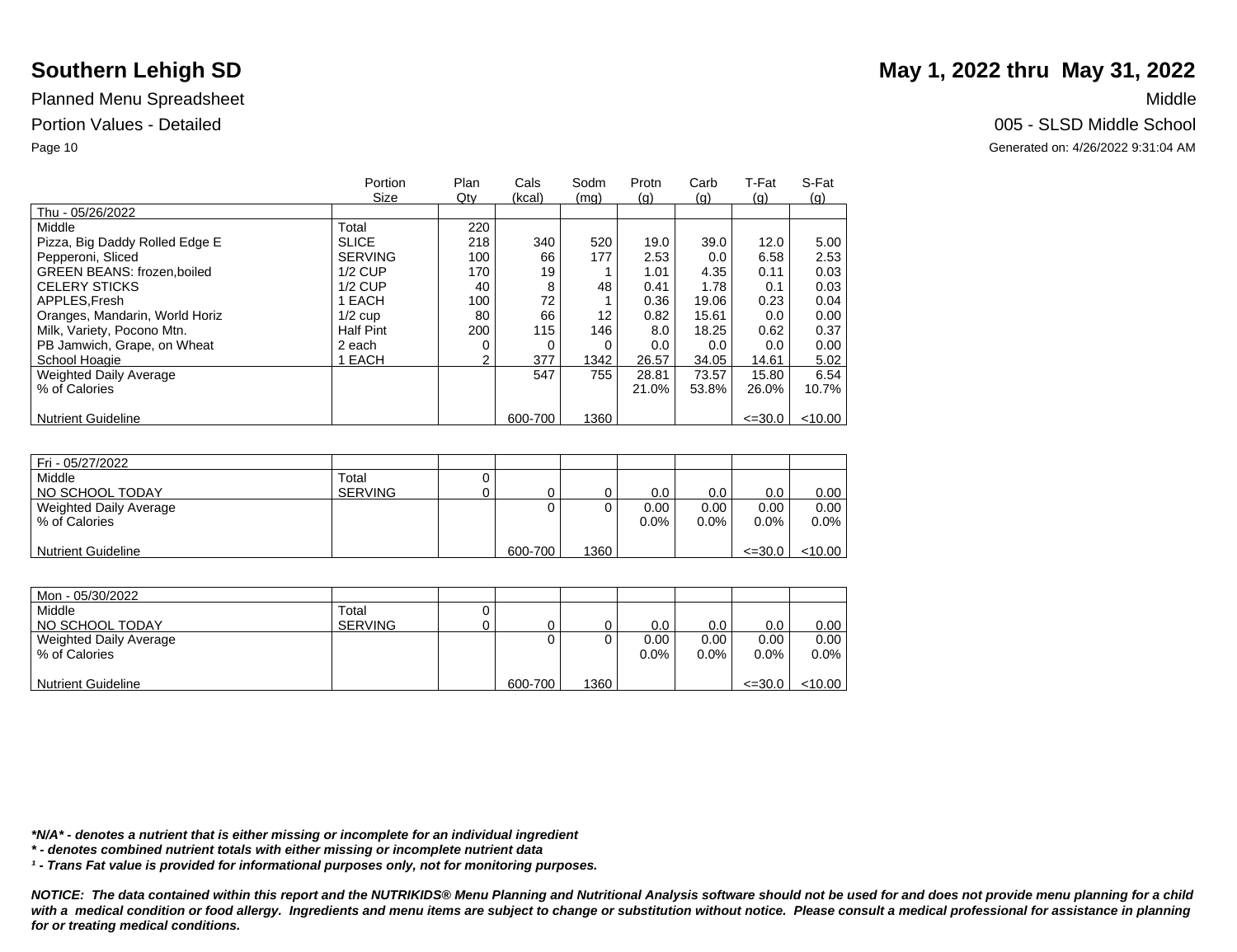# Southern Lehigh SD

**May 1, 2022 thru May 31, 2022**

Planned Menu Spreadsheet

Middle

Portion Values - Detailed

005 - SLSD Middle School

Generated on: 4/26/2022 9:31:04 AM

| | Portion Size | Plan Qty | Cals (kcal) | Sodm (mg) | Protn (g) | Carb (g) | T-Fat (g) | S-Fat (g) |
|---|---|---|---|---|---|---|---|---|
| Thu - 05/26/2022 | | | | | | | | |
| Middle | Total | 220 | | | | | | |
| Pizza, Big Daddy Rolled Edge E | SLICE | 218 | 340 | 520 | 19.0 | 39.0 | 12.0 | 5.00 |
| Pepperoni, Sliced | SERVING | 100 | 66 | 177 | 2.53 | 0.0 | 6.58 | 2.53 |
| GREEN BEANS: frozen,boiled | 1/2 CUP | 170 | 19 | 1 | 1.01 | 4.35 | 0.11 | 0.03 |
| CELERY STICKS | 1/2 CUP | 40 | 8 | 48 | 0.41 | 1.78 | 0.1 | 0.03 |
| APPLES,Fresh | 1 EACH | 100 | 72 | 1 | 0.36 | 19.06 | 0.23 | 0.04 |
| Oranges, Mandarin, World Horiz | 1/2 cup | 80 | 66 | 12 | 0.82 | 15.61 | 0.0 | 0.00 |
| Milk, Variety, Pocono Mtn. | Half Pint | 200 | 115 | 146 | 8.0 | 18.25 | 0.62 | 0.37 |
| PB Jamwich, Grape, on Wheat | 2 each | 0 | 0 | 0 | 0.0 | 0.0 | 0.0 | 0.00 |
| School Hoagie | 1 EACH | 2 | 377 | 1342 | 26.57 | 34.05 | 14.61 | 5.02 |
| Weighted Daily Average | | | 547 | 755 | 28.81 | 73.57 | 15.80 | 6.54 |
| % of Calories | | | | | 21.0% | 53.8% | 26.0% | 10.7% |
| Nutrient Guideline | | | 600-700 | 1360 | | | <=30.0 | <10.00 |

| | Portion Size | Plan Qty | Cals (kcal) | Sodm (mg) | Protn (g) | Carb (g) | T-Fat (g) | S-Fat (g) |
|---|---|---|---|---|---|---|---|---|
| Fri - 05/27/2022 | | | | | | | | |
| Middle | Total | 0 | | | | | | |
| NO SCHOOL TODAY | SERVING | 0 | 0 | 0 | 0.0 | 0.0 | 0.0 | 0.00 |
| Weighted Daily Average | | | 0 | 0 | 0.00 | 0.00 | 0.00 | 0.00 |
| % of Calories | | | | | 0.0% | 0.0% | 0.0% | 0.0% |
| Nutrient Guideline | | | 600-700 | 1360 | | | <=30.0 | <10.00 |

| | Portion Size | Plan Qty | Cals (kcal) | Sodm (mg) | Protn (g) | Carb (g) | T-Fat (g) | S-Fat (g) |
|---|---|---|---|---|---|---|---|---|
| Mon - 05/30/2022 | | | | | | | | |
| Middle | Total | 0 | | | | | | |
| NO SCHOOL TODAY | SERVING | 0 | 0 | 0 | 0.0 | 0.0 | 0.0 | 0.00 |
| Weighted Daily Average | | | 0 | 0 | 0.00 | 0.00 | 0.00 | 0.00 |
| % of Calories | | | | | 0.0% | 0.0% | 0.0% | 0.0% |
| Nutrient Guideline | | | 600-700 | 1360 | | | <=30.0 | <10.00 |

***N/A* - denotes a nutrient that is either missing or incomplete for an individual ingredient**

***\* - denotes combined nutrient totals with either missing or incomplete nutrient data***

***¹ - Trans Fat value is provided for informational purposes only, not for monitoring purposes.***

***NOTICE: The data contained within this report and the NUTRIKIDS® Menu Planning and Nutritional Analysis software should not be used for and does not provide menu planning for a child with a medical condition or food allergy. Ingredients and menu items are subject to change or substitution without notice. Please consult a medical professional for assistance in planning for or treating medical conditions.***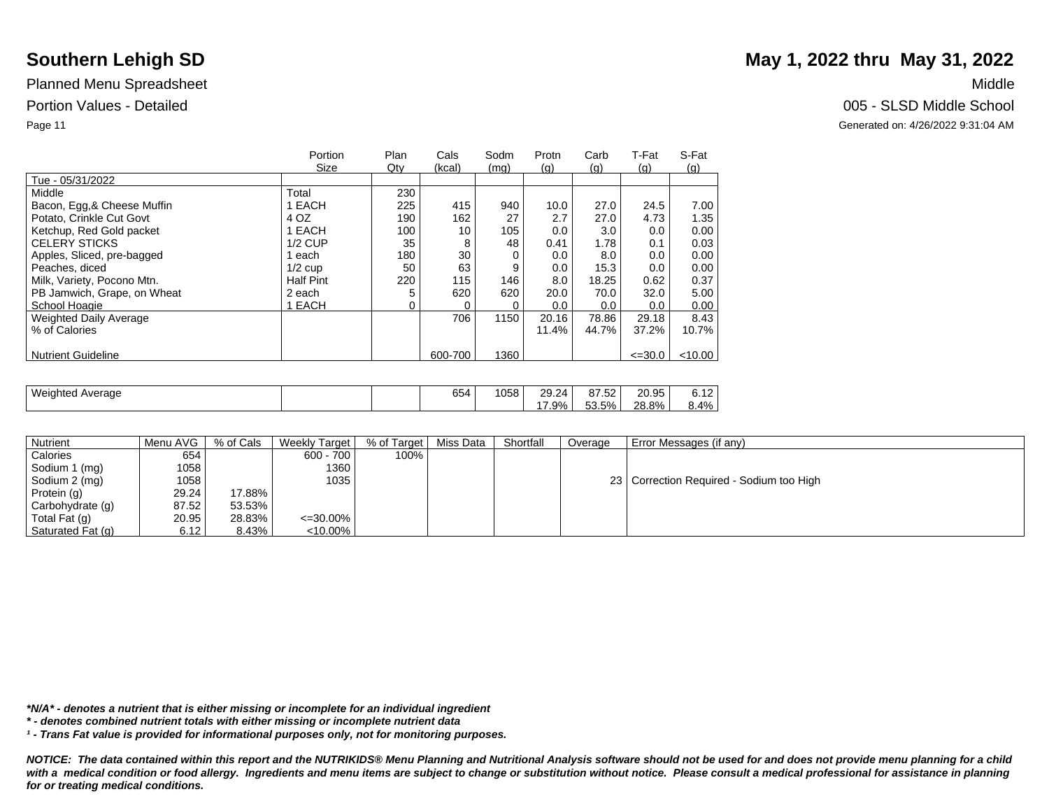# Southern Lehigh SD

**May 1, 2022 thru May 31, 2022**

Planned Menu Spreadsheet

Middle

Portion Values - Detailed

005 - SLSD Middle School

Generated on: 4/26/2022 9:31:04 AM

| | Portion Size | Plan Qty | Cals (kcal) | Sodm (mg) | Protn (g) | Carb (g) | T-Fat (g) | S-Fat (g) |
|---|---|---|---|---|---|---|---|---|
| Tue - 05/31/2022 | | | | | | | | |
| Middle | Total | 230 | | | | | | |
| Bacon, Egg,& Cheese Muffin | 1 EACH | 225 | 415 | 940 | 10.0 | 27.0 | 24.5 | 7.00 |
| Potato, Crinkle Cut Govt | 4 OZ | 190 | 162 | 27 | 2.7 | 27.0 | 4.73 | 1.35 |
| Ketchup, Red Gold packet | 1 EACH | 100 | 10 | 105 | 0.0 | 3.0 | 0.0 | 0.00 |
| CELERY STICKS | 1/2 CUP | 35 | 8 | 48 | 0.41 | 1.78 | 0.1 | 0.03 |
| Apples, Sliced, pre-bagged | 1 each | 180 | 30 | 0 | 0.0 | 8.0 | 0.0 | 0.00 |
| Peaches, diced | 1/2 cup | 50 | 63 | 9 | 0.0 | 15.3 | 0.0 | 0.00 |
| Milk, Variety, Pocono Mtn. | Half Pint | 220 | 115 | 146 | 8.0 | 18.25 | 0.62 | 0.37 |
| PB Jamwich, Grape, on Wheat | 2 each | 5 | 620 | 620 | 20.0 | 70.0 | 32.0 | 5.00 |
| School Hoagie | 1 EACH | 0 | 0 | 0 | 0.0 | 0.0 | 0.0 | 0.00 |
| Weighted Daily Average | | | 706 | 1150 | 20.16 | 78.86 | 29.18 | 8.43 |
| % of Calories | | | | | 11.4% | 44.7% | 37.2% | 10.7% |
| Nutrient Guideline | | | 600-700 | 1360 | | | <=30.0 | <10.00 |

| | | | | | | | | |
|---|---|---|---|---|---|---|---|---|
| Weighted Average | | | 654 | 1058 | 29.24 | 87.52 | 20.95 | 6.12 |
| | | | | | 17.9% | 53.5% | 28.8% | 8.4% |

| Nutrient | Menu AVG | % of Cals | Weekly Target | % of Target | Miss Data | Shortfall | Overage | Error Messages (if any) |
|---|---|---|---|---|---|---|---|---|
| Calories | 654 | | 600 - 700 | 100% | | | | |
| Sodium 1 (mg) | 1058 | | 1360 | | | | | |
| Sodium 2 (mg) | 1058 | | 1035 | | | | 23 | Correction Required - Sodium too High |
| Protein (g) | 29.24 | 17.88% | | | | | | |
| Carbohydrate (g) | 87.52 | 53.53% | | | | | | |
| Total Fat (g) | 20.95 | 28.83% | <=30.00% | | | | | |
| Saturated Fat (g) | 6.12 | 8.43% | <10.00% | | | | | |

***N/A* - denotes a nutrient that is either missing or incomplete for an individual ingredient***

***\* - denotes combined nutrient totals with either missing or incomplete nutrient data***

***¹ - Trans Fat value is provided for informational purposes only, not for monitoring purposes.***

***NOTICE: The data contained within this report and the NUTRIKIDS® Menu Planning and Nutritional Analysis software should not be used for and does not provide menu planning for a child with a medical condition or food allergy. Ingredients and menu items are subject to change or substitution without notice. Please consult a medical professional for assistance in planning for or treating medical conditions.***